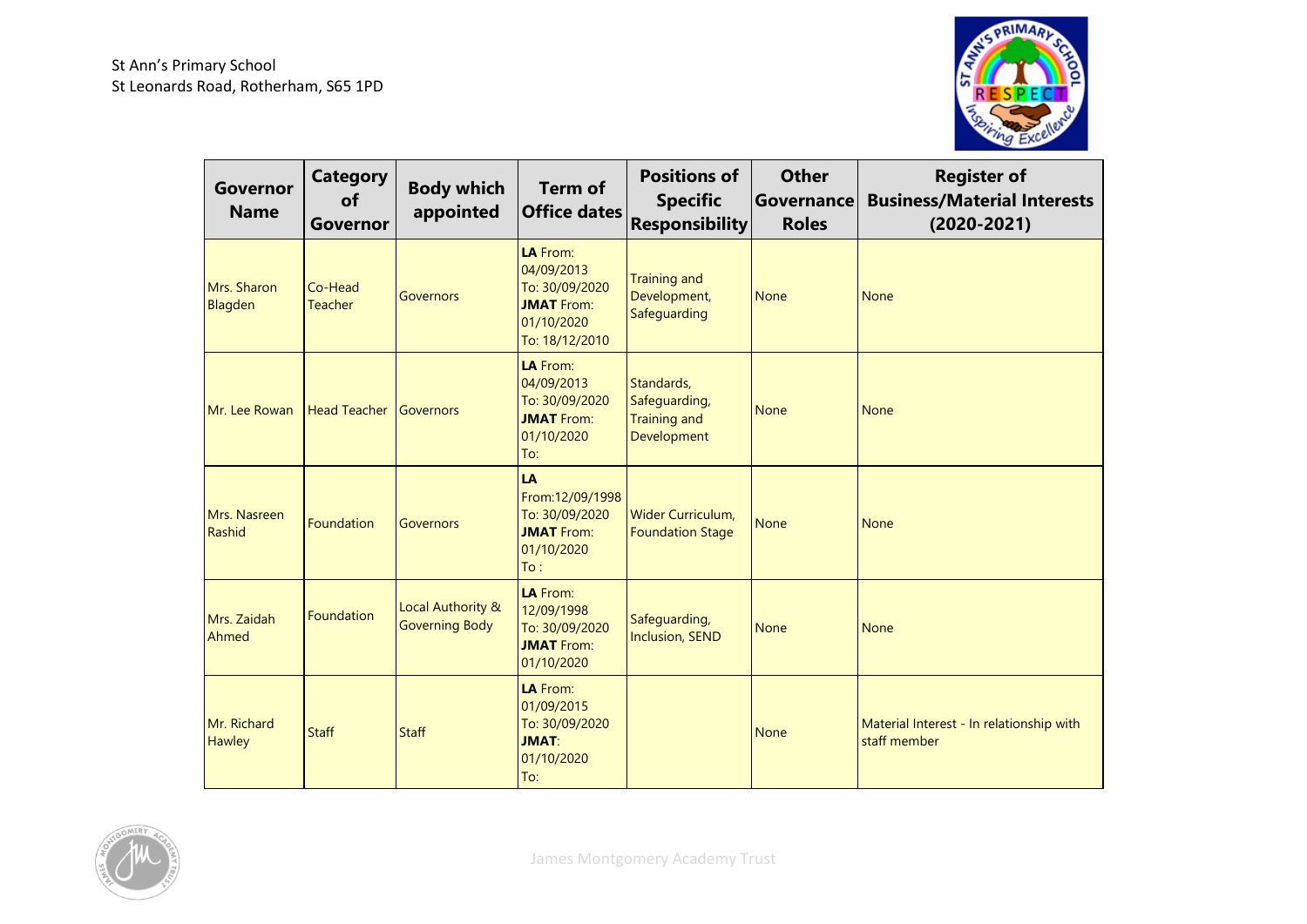St Ann's Primary School
St Leonards Road, Rotherham, S65 1PD

| Governor Name | Category of Governor | Body which appointed | Term of Office dates | Positions of Specific Responsibility | Other Governance Roles | Register of Business/Material Interests (2020-2021) |
|---|---|---|---|---|---|---|
| Mrs. Sharon Blagden | Co-Head Teacher | Governors | **LA** From: 04/09/2013 To: 30/09/2020 **JMAT** From: 01/10/2020 To: 18/12/2010 | Training and Development, Safeguarding | None | None |
| Mr. Lee Rowan | Head Teacher | Governors | **LA** From: 04/09/2013 To: 30/09/2020 **JMAT** From: 01/10/2020 To: | Standards, Safeguarding, Training and Development | None | None |
| Mrs. Nasreen Rashid | Foundation | Governors | **LA** From:12/09/1998 To: 30/09/2020 **JMAT** From: 01/10/2020 To : | Wider Curriculum, Foundation Stage | None | None |
| Mrs. Zaidah Ahmed | Foundation | Local Authority & Governing Body | **LA** From: 12/09/1998 To: 30/09/2020 **JMAT** From: 01/10/2020 | Safeguarding, Inclusion, SEND | None | None |
| Mr. Richard Hawley | Staff | Staff | **LA** From: 01/09/2015 To: 30/09/2020 **JMAT**: 01/10/2020 To: | | None | Material Interest - In relationship with staff member |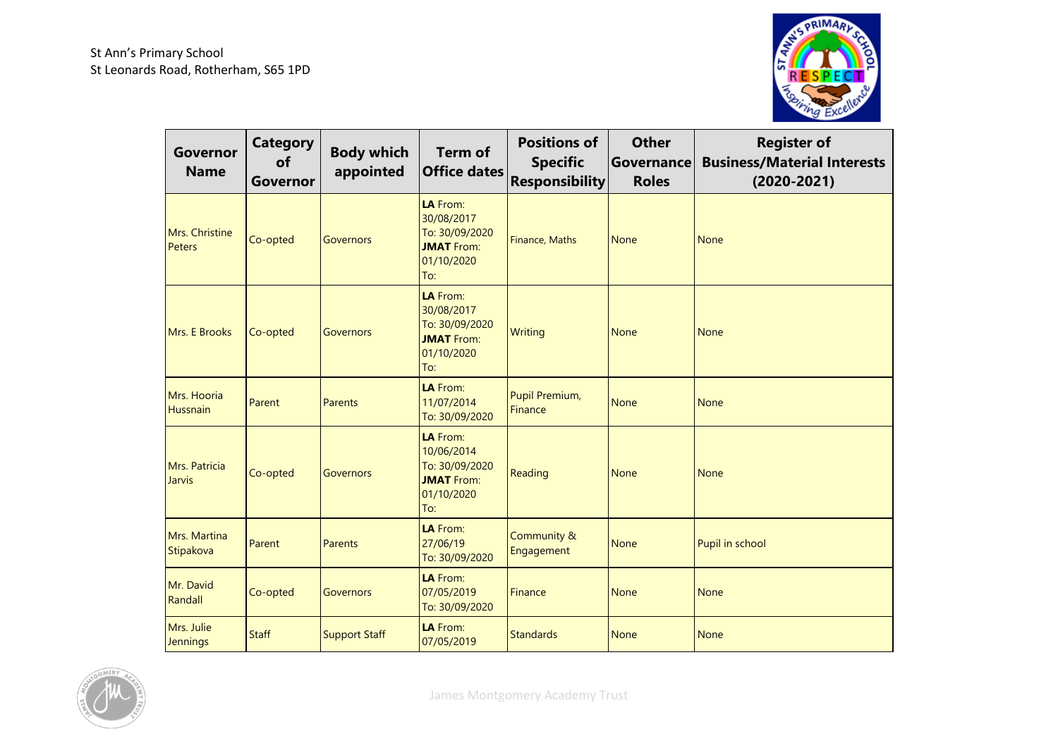St Ann's Primary School
St Leonards Road, Rotherham, S65 1PD

| Governor Name | Category of Governor | Body which appointed | Term of Office dates | Positions of Specific Responsibility | Other Governance Roles | Register of Business/Material Interests (2020-2021) |
|---|---|---|---|---|---|---|
| Mrs. Christine Peters | Co-opted | Governors | **LA** From: 30/08/2017 To: 30/09/2020 **JMAT** From: 01/10/2020 To: | Finance, Maths | None | None |
| Mrs. E Brooks | Co-opted | Governors | **LA** From: 30/08/2017 To: 30/09/2020 **JMAT** From: 01/10/2020 To: | Writing | None | None |
| Mrs. Hooria Hussnain | Parent | Parents | **LA** From: 11/07/2014 To: 30/09/2020 | Pupil Premium, Finance | None | None |
| Mrs. Patricia Jarvis | Co-opted | Governors | **LA** From: 10/06/2014 To: 30/09/2020 **JMAT** From: 01/10/2020 To: | Reading | None | None |
| Mrs. Martina Stipakova | Parent | Parents | **LA** From: 27/06/19 To: 30/09/2020 | Community & Engagement | None | Pupil in school |
| Mr. David Randall | Co-opted | Governors | **LA** From: 07/05/2019 To: 30/09/2020 | Finance | None | None |
| Mrs. Julie Jennings | Staff | Support Staff | **LA** From: 07/05/2019 | Standards | None | None |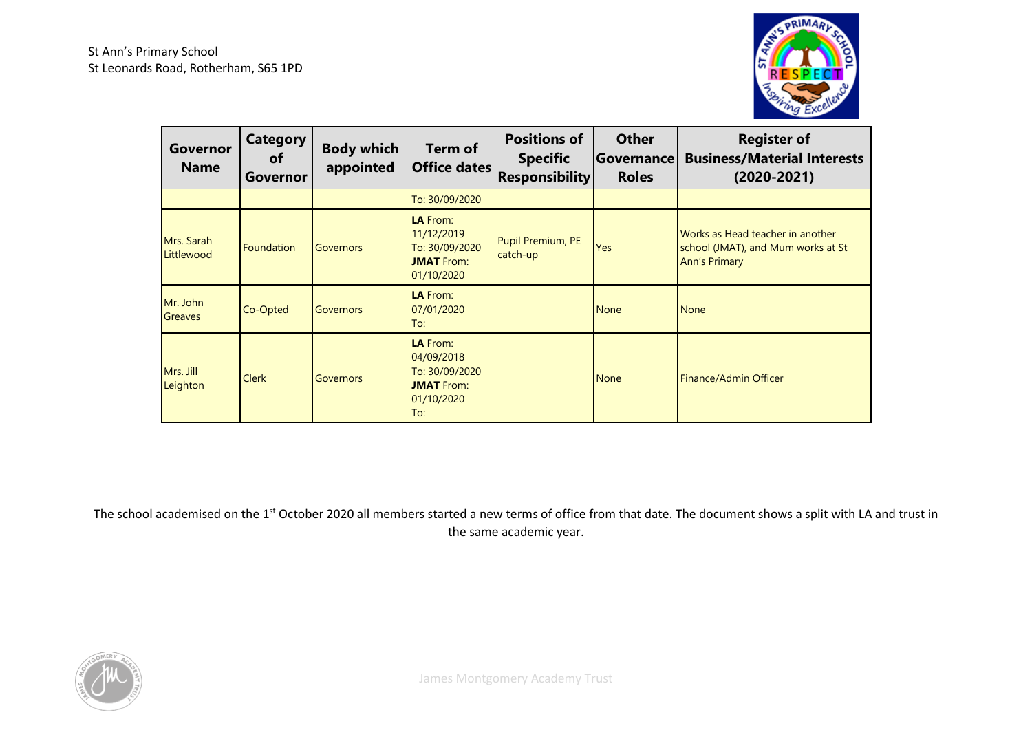St Ann's Primary School
St Leonards Road, Rotherham, S65 1PD

| Governor Name | Category of Governor | Body which appointed | Term of Office dates | Positions of Specific Responsibility | Other Governance Roles | Register of Business/Material Interests (2020-2021) |
|---|---|---|---|---|---|---|
| | | | To: 30/09/2020 | | | |
| Mrs. Sarah Littlewood | Foundation | Governors | **LA** From: 11/12/2019 To: 30/09/2020 **JMAT** From: 01/10/2020 | Pupil Premium, PE catch-up | Yes | Works as Head teacher in another school (JMAT), and Mum works at St Ann's Primary |
| Mr. John Greaves | Co-Opted | Governors | **LA** From: 07/01/2020 To: | | None | None |
| Mrs. Jill Leighton | Clerk | Governors | **LA** From: 04/09/2018 To: 30/09/2020 **JMAT** From: 01/10/2020 To: | | None | Finance/Admin Officer |

The school academised on the 1st October 2020 all members started a new terms of office from that date. The document shows a split with LA and trust in the same academic year.